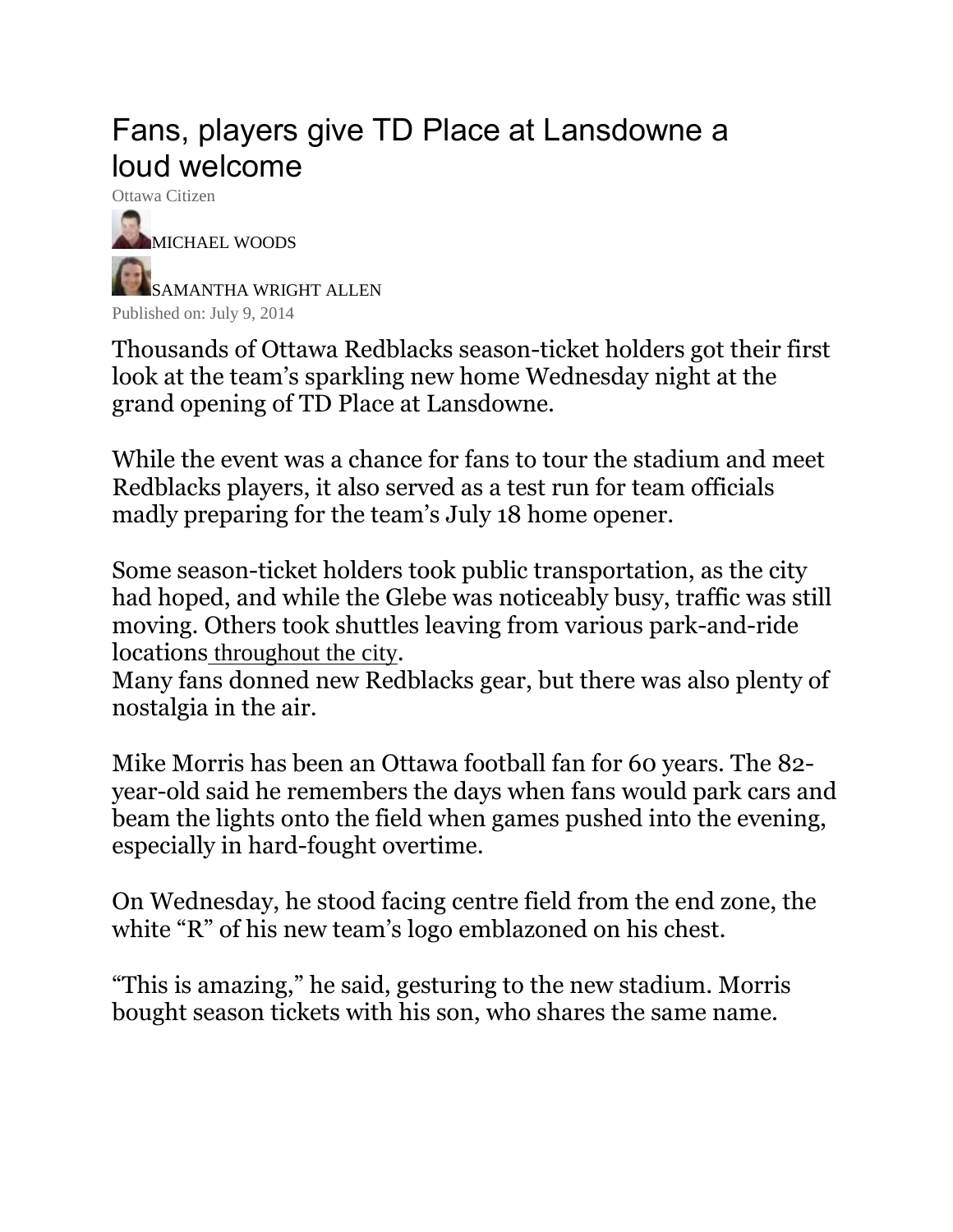# Fans, players give TD Place at Lansdowne a loud welcome

Ottawa Citizen

MICHAEL WOODS

SAMANTHA WRIGHT ALLEN

Published on: July 9, 2014

Thousands of Ottawa Redblacks season-ticket holders got their first look at the team's sparkling new home Wednesday night at the grand opening of TD Place at Lansdowne.

While the event was a chance for fans to tour the stadium and meet Redblacks players, it also served as a test run for team officials madly preparing for the team's July 18 home opener.

Some season-ticket holders took public transportation, as the city had hoped, and while the Glebe was noticeably busy, traffic was still moving. Others took shuttles leaving from various park-and-ride locations throughout the city.

Many fans donned new Redblacks gear, but there was also plenty of nostalgia in the air.

Mike Morris has been an Ottawa football fan for 60 years. The 82-year-old said he remembers the days when fans would park cars and beam the lights onto the field when games pushed into the evening, especially in hard-fought overtime.

On Wednesday, he stood facing centre field from the end zone, the white "R" of his new team's logo emblazoned on his chest.

"This is amazing," he said, gesturing to the new stadium. Morris bought season tickets with his son, who shares the same name.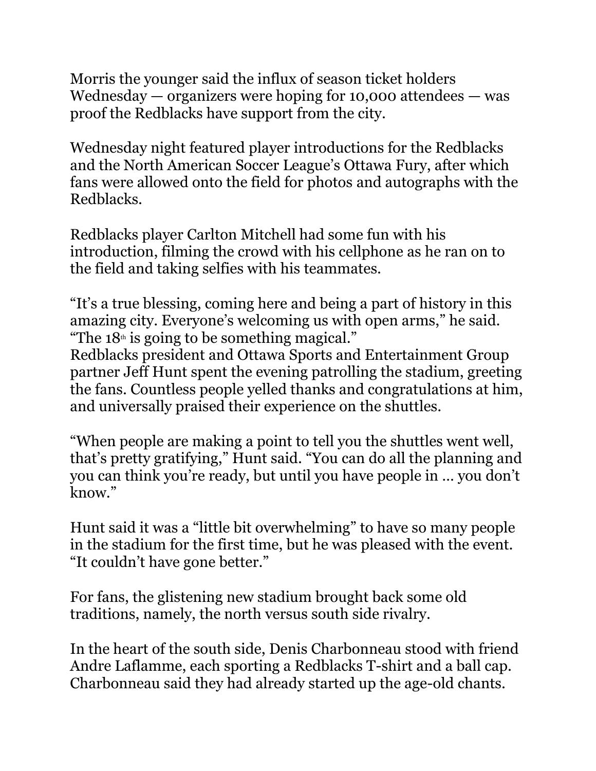Morris the younger said the influx of season ticket holders Wednesday — organizers were hoping for 10,000 attendees — was proof the Redblacks have support from the city.

Wednesday night featured player introductions for the Redblacks and the North American Soccer League's Ottawa Fury, after which fans were allowed onto the field for photos and autographs with the Redblacks.

Redblacks player Carlton Mitchell had some fun with his introduction, filming the crowd with his cellphone as he ran on to the field and taking selfies with his teammates.

"It's a true blessing, coming here and being a part of history in this amazing city. Everyone's welcoming us with open arms," he said. "The 18th is going to be something magical."

Redblacks president and Ottawa Sports and Entertainment Group partner Jeff Hunt spent the evening patrolling the stadium, greeting the fans. Countless people yelled thanks and congratulations at him, and universally praised their experience on the shuttles.

"When people are making a point to tell you the shuttles went well, that's pretty gratifying," Hunt said. "You can do all the planning and you can think you're ready, but until you have people in … you don't know."

Hunt said it was a "little bit overwhelming" to have so many people in the stadium for the first time, but he was pleased with the event. "It couldn't have gone better."

For fans, the glistening new stadium brought back some old traditions, namely, the north versus south side rivalry.

In the heart of the south side, Denis Charbonneau stood with friend Andre Laflamme, each sporting a Redblacks T-shirt and a ball cap. Charbonneau said they had already started up the age-old chants.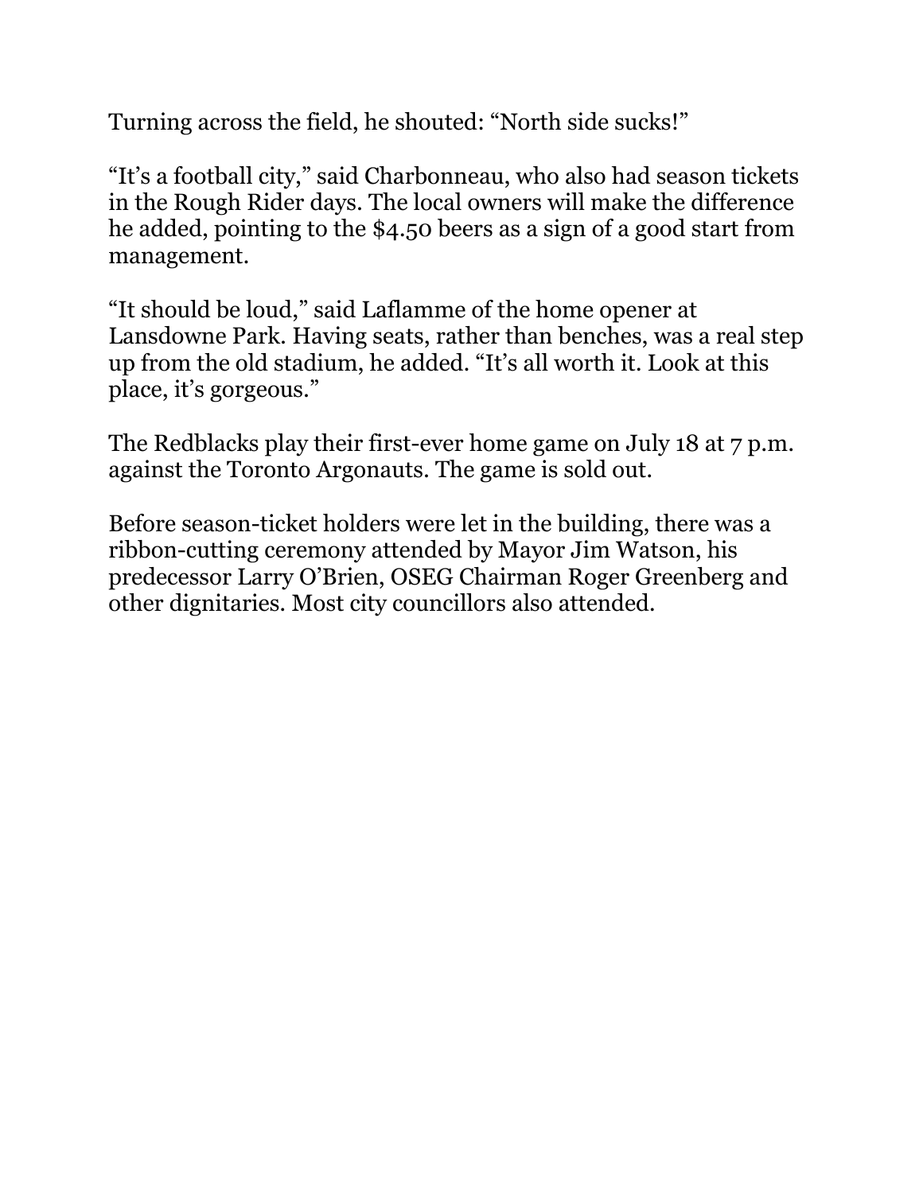Turning across the field, he shouted: “North side sucks!”

“It’s a football city,” said Charbonneau, who also had season tickets in the Rough Rider days. The local owners will make the difference he added, pointing to the $4.50 beers as a sign of a good start from management.

“It should be loud,” said Laflamme of the home opener at Lansdowne Park. Having seats, rather than benches, was a real step up from the old stadium, he added. “It’s all worth it. Look at this place, it’s gorgeous.”

The Redblacks play their first-ever home game on July 18 at 7 p.m. against the Toronto Argonauts. The game is sold out.

Before season-ticket holders were let in the building, there was a ribbon-cutting ceremony attended by Mayor Jim Watson, his predecessor Larry O’Brien, OSEG Chairman Roger Greenberg and other dignitaries. Most city councillors also attended.